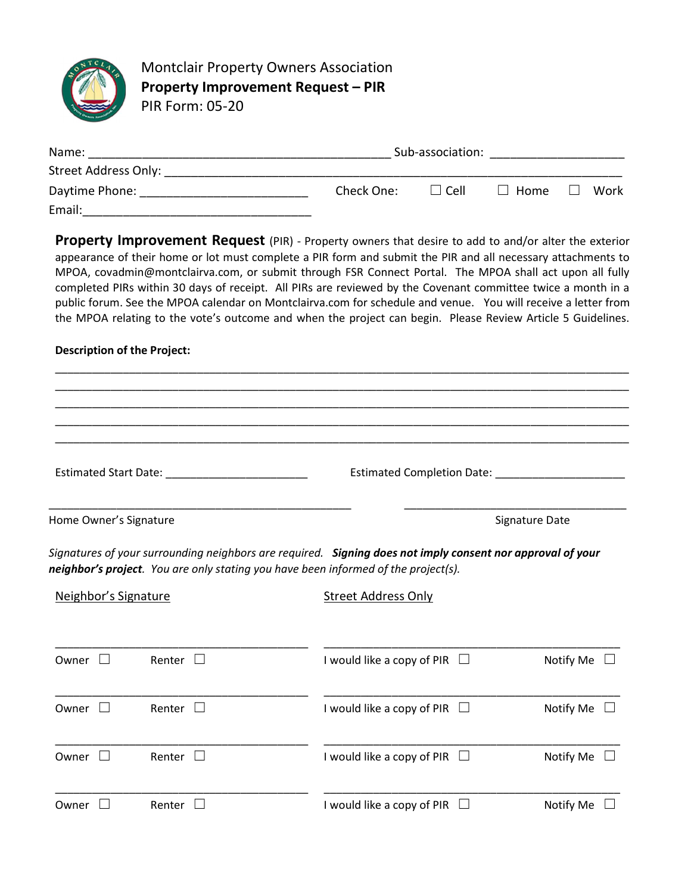Montclair Property Owners Association

**Property Improvement Request – PIR**

PIR Form: 05-20

Name: ____________________________________________ Sub-association: ___________________

Street Address Only: ____________________________________________________________________

Daytime Phone: _________________________ Check One: ☐ Cell ☐ Home ☐ Work

Email:__________________________________

**Property Improvement Request** (PIR) - Property owners that desire to add to and/or alter the exterior appearance of their home or lot must complete a PIR form and submit the PIR and all necessary attachments to MPOA, covadmin@montclairva.com, or submit through FSR Connect Portal. The MPOA shall act upon all fully completed PIRs within 30 days of receipt. All PIRs are reviewed by the Covenant committee twice a month in a public forum. See the MPOA calendar on Montclairva.com for schedule and venue. You will receive a letter from the MPOA relating to the vote's outcome and when the project can begin. Please Review Article 5 Guidelines.

**Description of the Project:**

_____________________________________________________________________________________

_____________________________________________________________________________________

_____________________________________________________________________________________

_____________________________________________________________________________________

_____________________________________________________________________________________

Estimated Start Date: ______________________ Estimated Completion Date: ____________________

_______________________________________________ ___________________________________

Home Owner's Signature Signature Date

*Signatures of your surrounding neighbors are required.* ***Signing does not imply consent nor approval of your neighbor's project****. You are only stating you have been informed of the project(s).*

| Neighbor's Signature | | Street Address Only | |
|---|---|---|---|
| _______________________________________ | | _______________________________________ | |
| Owner ☐ | Renter ☐ | I would like a copy of PIR ☐ | Notify Me ☐ |
| _______________________________________ | | _______________________________________ | |
| Owner ☐ | Renter ☐ | I would like a copy of PIR ☐ | Notify Me ☐ |
| _______________________________________ | | _______________________________________ | |
| Owner ☐ | Renter ☐ | I would like a copy of PIR ☐ | Notify Me ☐ |
| _______________________________________ | | _______________________________________ | |
| Owner ☐ | Renter ☐ | I would like a copy of PIR ☐ | Notify Me ☐ |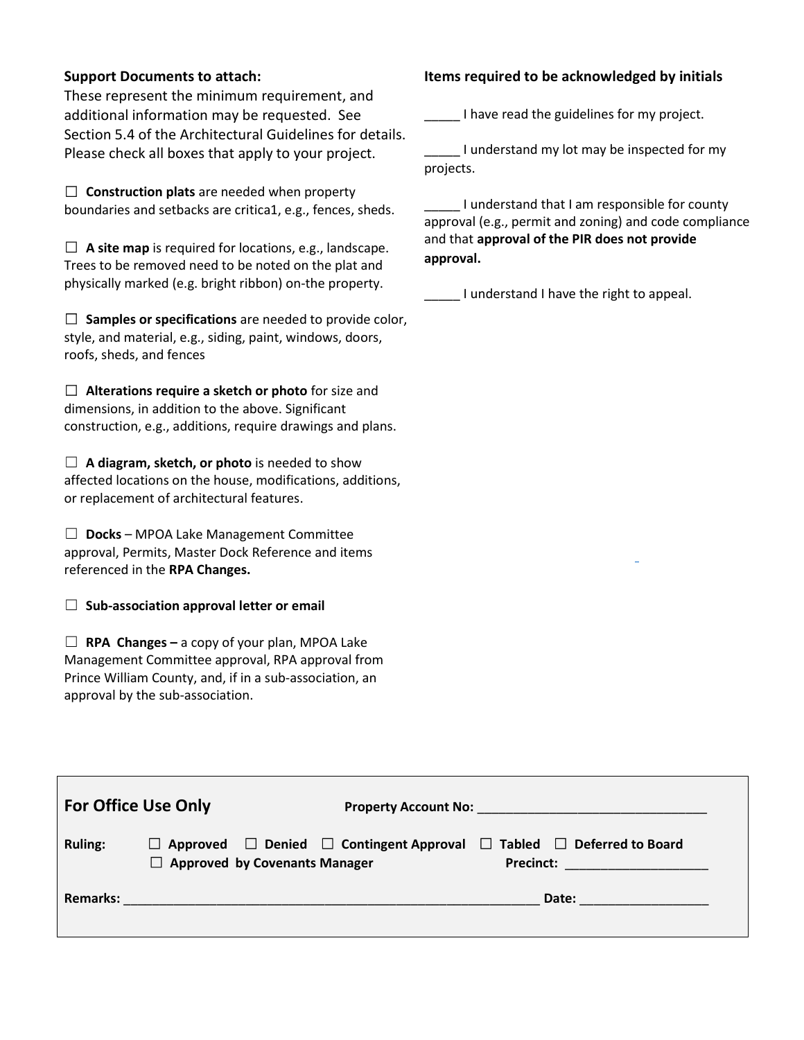**Support Documents to attach:**

These represent the minimum requirement, and additional information may be requested. See Section 5.4 of the Architectural Guidelines for details. Please check all boxes that apply to your project.

☐ **Construction plats** are needed when property boundaries and setbacks are critica1, e.g., fences, sheds.

☐ **A site map** is required for locations, e.g., landscape. Trees to be removed need to be noted on the plat and physically marked (e.g. bright ribbon) on-the property.

☐ **Samples or specifications** are needed to provide color, style, and material, e.g., siding, paint, windows, doors, roofs, sheds, and fences

☐ **Alterations require a sketch or photo** for size and dimensions, in addition to the above. Significant construction, e.g., additions, require drawings and plans.

☐ **A diagram, sketch, or photo** is needed to show affected locations on the house, modifications, additions, or replacement of architectural features.

☐ **Docks** – MPOA Lake Management Committee approval, Permits, Master Dock Reference and items referenced in the **RPA Changes.**

☐ **Sub-association approval letter or email**

☐ **RPA Changes –** a copy of your plan, MPOA Lake Management Committee approval, RPA approval from Prince William County, and, if in a sub-association, an approval by the sub-association.

**Items required to be acknowledged by initials**

_____ I have read the guidelines for my project.

_____ I understand my lot may be inspected for my projects.

_____ I understand that I am responsible for county approval (e.g., permit and zoning) and code compliance and that **approval of the PIR does not provide approval.**

_____ I understand I have the right to appeal.

**For Office Use Only** **Property Account No:** ______________________________

**Ruling:** ☐ **Approved** ☐ **Denied** ☐ **Contingent Approval** ☐ **Tabled** ☐ **Deferred to Board**
☐ **Approved by Covenants Manager** **Precinct:** ____________________

**Remarks:** ________________________________________________________ **Date:** __________________